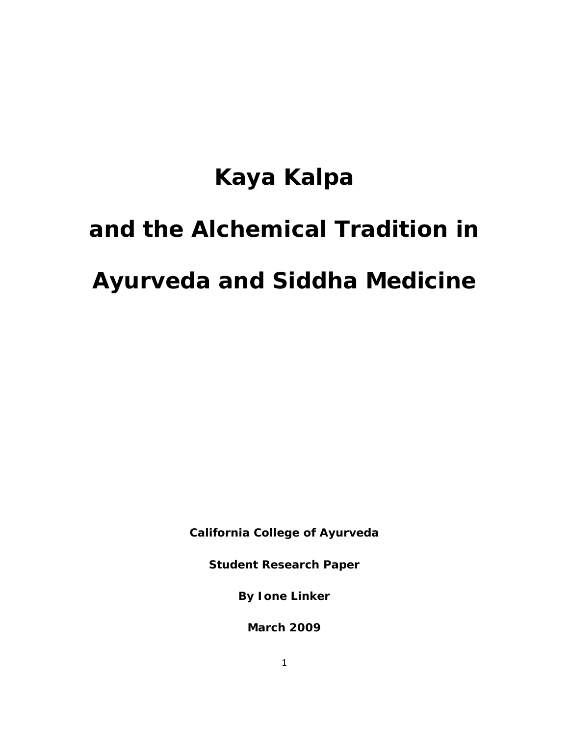# Kaya Kalpa

# and the Alchemical Tradition in

# Ayurveda and Siddha Medicine

**California College of Ayurveda**

**Student Research Paper**

**By Ione Linker**

**March 2009**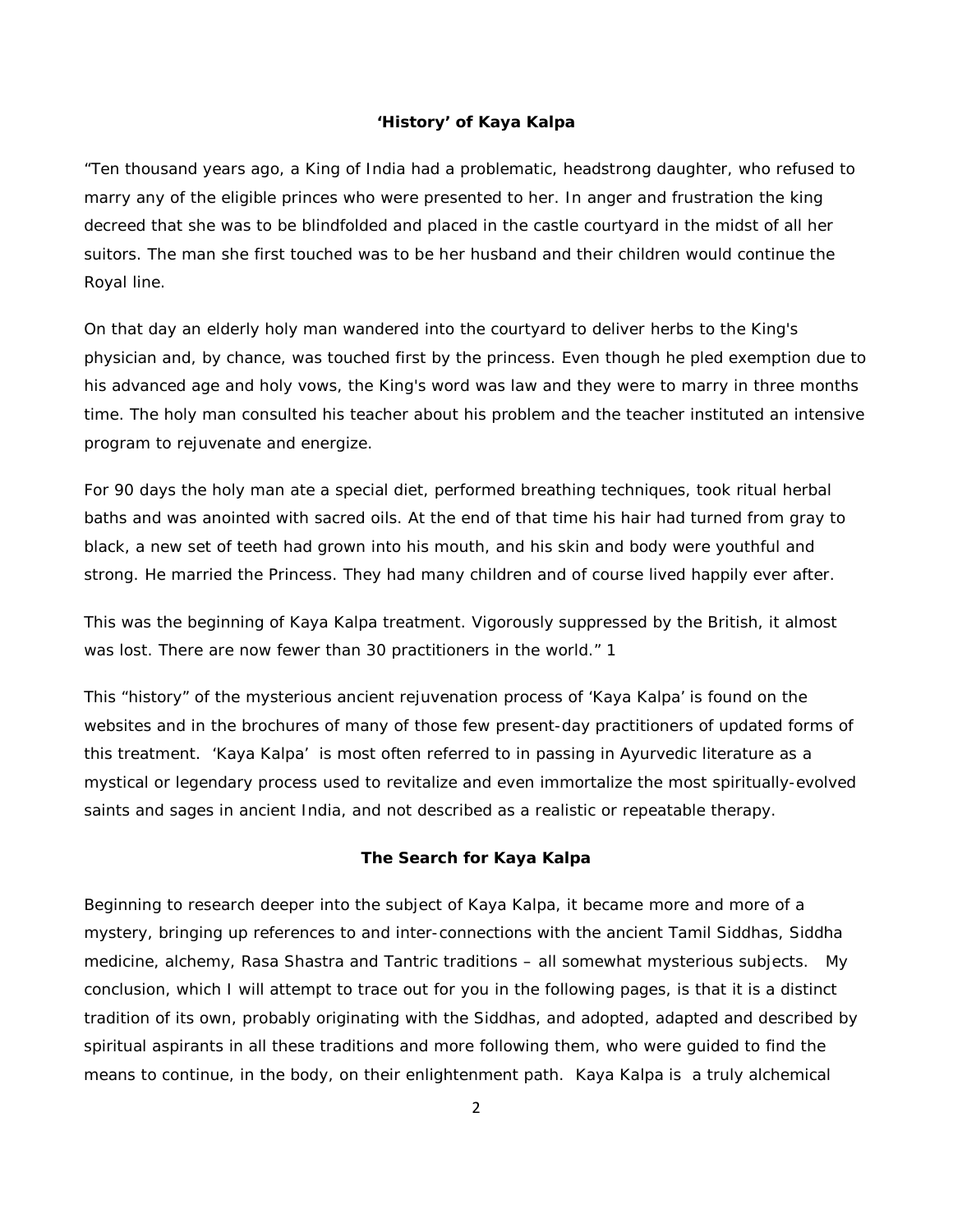### 'History' of Kaya Kalpa

"Ten thousand years ago, a King of India had a problematic, headstrong daughter, who refused to marry any of the eligible princes who were presented to her. In anger and frustration the king decreed that she was to be blindfolded and placed in the castle courtyard in the midst of all her suitors. The man she first touched was to be her husband and their children would continue the Royal line.

On that day an elderly holy man wandered into the courtyard to deliver herbs to the King's physician and, by chance, was touched first by the princess. Even though he pled exemption due to his advanced age and holy vows, the King's word was law and they were to marry in three months time. The holy man consulted his teacher about his problem and the teacher instituted an intensive program to rejuvenate and energize.

For 90 days the holy man ate a special diet, performed breathing techniques, took ritual herbal baths and was anointed with sacred oils. At the end of that time his hair had turned from gray to black, a new set of teeth had grown into his mouth, and his skin and body were youthful and strong. He married the Princess. They had many children and of course lived happily ever after.

This was the beginning of Kaya Kalpa treatment. Vigorously suppressed by the British, it almost was lost. There are now fewer than 30 practitioners in the world." 1

This "history" of the mysterious ancient rejuvenation process of 'Kaya Kalpa' is found on the websites and in the brochures of many of those few present-day practitioners of updated forms of this treatment. 'Kaya Kalpa' is most often referred to in passing in Ayurvedic literature as a mystical or legendary process used to revitalize and even immortalize the most spiritually-evolved saints and sages in ancient India, and not described as a realistic or repeatable therapy.

### The Search for Kaya Kalpa

Beginning to research deeper into the subject of Kaya Kalpa, it became more and more of a mystery, bringing up references to and inter-connections with the ancient Tamil Siddhas, Siddha medicine, alchemy, Rasa Shastra and Tantric traditions – all somewhat mysterious subjects. My conclusion, which I will attempt to trace out for you in the following pages, is that it is a distinct tradition of its own, probably originating with the Siddhas, and adopted, adapted and described by spiritual aspirants in all these traditions and more following them, who were guided to find the means to continue, in the body, on their enlightenment path. Kaya Kalpa is a truly alchemical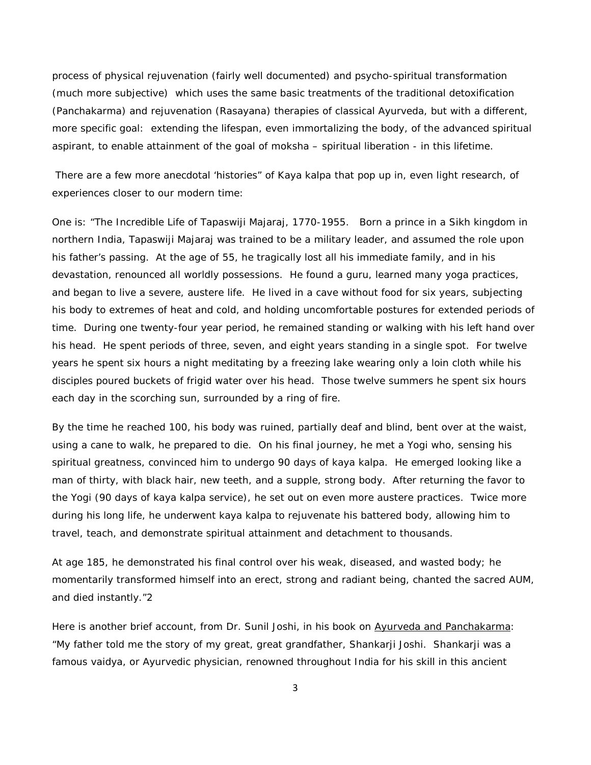process of physical rejuvenation (fairly well documented) and psycho-spiritual transformation (much more subjective) which uses the same basic treatments of the traditional detoxification (Panchakarma) and rejuvenation (Rasayana) therapies of classical Ayurveda, but with a different, more specific goal: extending the lifespan, even immortalizing the body, of the advanced spiritual aspirant, to enable attainment of the goal of moksha – spiritual liberation - in this lifetime.

There are a few more anecdotal 'histories" of Kaya kalpa that pop up in, even light research, of experiences closer to our modern time:

One is: "The Incredible Life of Tapaswiji Majaraj, 1770-1955. Born a prince in a Sikh kingdom in northern India, Tapaswiji Majaraj was trained to be a military leader, and assumed the role upon his father's passing. At the age of 55, he tragically lost all his immediate family, and in his devastation, renounced all worldly possessions. He found a guru, learned many yoga practices, and began to live a severe, austere life. He lived in a cave without food for six years, subjecting his body to extremes of heat and cold, and holding uncomfortable postures for extended periods of time. During one twenty-four year period, he remained standing or walking with his left hand over his head. He spent periods of three, seven, and eight years standing in a single spot. For twelve years he spent six hours a night meditating by a freezing lake wearing only a loin cloth while his disciples poured buckets of frigid water over his head. Those twelve summers he spent six hours each day in the scorching sun, surrounded by a ring of fire.

By the time he reached 100, his body was ruined, partially deaf and blind, bent over at the waist, using a cane to walk, he prepared to die. On his final journey, he met a Yogi who, sensing his spiritual greatness, convinced him to undergo 90 days of kaya kalpa. He emerged looking like a man of thirty, with black hair, new teeth, and a supple, strong body. After returning the favor to the Yogi (90 days of kaya kalpa service), he set out on even more austere practices. Twice more during his long life, he underwent kaya kalpa to rejuvenate his battered body, allowing him to travel, teach, and demonstrate spiritual attainment and detachment to thousands.

At age 185, he demonstrated his final control over his weak, diseased, and wasted body; he momentarily transformed himself into an erect, strong and radiant being, chanted the sacred AUM, and died instantly."[2]

Here is another brief account, from Dr. Sunil Joshi, in his book on Ayurveda and Panchakarma: "My father told me the story of my great, great grandfather, Shankarji Joshi. Shankarji was a famous vaidya, or Ayurvedic physician, renowned throughout India for his skill in this ancient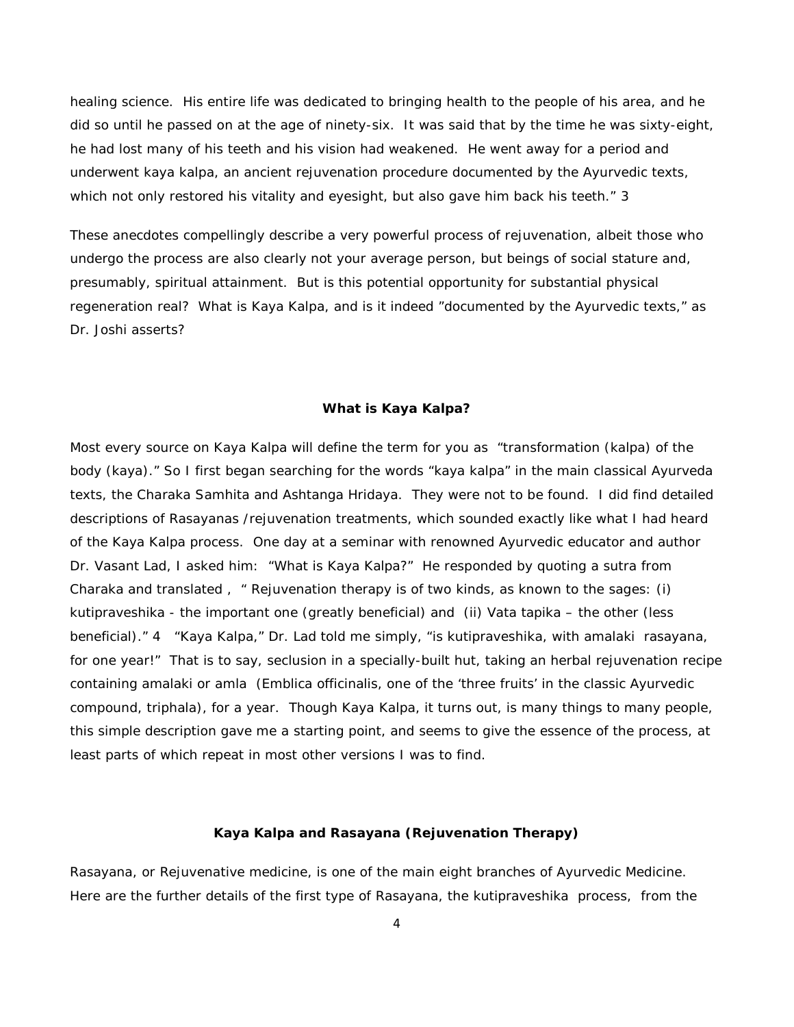healing science. His entire life was dedicated to bringing health to the people of his area, and he did so until he passed on at the age of ninety-six. It was said that by the time he was sixty-eight, he had lost many of his teeth and his vision had weakened. He went away for a period and underwent kaya kalpa, an ancient rejuvenation procedure documented by the Ayurvedic texts, which not only restored his vitality and eyesight, but also gave him back his teeth." 3

These anecdotes compellingly describe a very powerful process of rejuvenation, albeit those who undergo the process are also clearly not your average person, but beings of social stature and, presumably, spiritual attainment. But is this potential opportunity for substantial physical regeneration real? What is Kaya Kalpa, and is it indeed "documented by the Ayurvedic texts," as Dr. Joshi asserts?

### What is Kaya Kalpa?

Most every source on Kaya Kalpa will define the term for you as "transformation (kalpa) of the body (kaya)." So I first began searching for the words "kaya kalpa" in the main classical Ayurveda texts, the Charaka Samhita and Ashtanga Hridaya. They were not to be found. I did find detailed descriptions of Rasayanas /rejuvenation treatments, which sounded exactly like what I had heard of the Kaya Kalpa process. One day at a seminar with renowned Ayurvedic educator and author Dr. Vasant Lad, I asked him: "What is Kaya Kalpa?" He responded by quoting a sutra from Charaka and translated , " Rejuvenation therapy is of two kinds, as known to the sages: (i) kutipraveshika - the important one (greatly beneficial) and (ii) Vata tapika – the other (less beneficial)." 4 "Kaya Kalpa," Dr. Lad told me simply, "is kutipraveshika, with amalaki rasayana, for one year!" That is to say, seclusion in a specially-built hut, taking an herbal rejuvenation recipe containing amalaki or amla (Emblica officinalis, one of the 'three fruits' in the classic Ayurvedic compound, triphala), for a year. Though Kaya Kalpa, it turns out, is many things to many people, this simple description gave me a starting point, and seems to give the essence of the process, at least parts of which repeat in most other versions I was to find.

### Kaya Kalpa and Rasayana (Rejuvenation Therapy)

Rasayana, or Rejuvenative medicine, is one of the main eight branches of Ayurvedic Medicine. Here are the further details of the first type of Rasayana, the kutipraveshika process, from the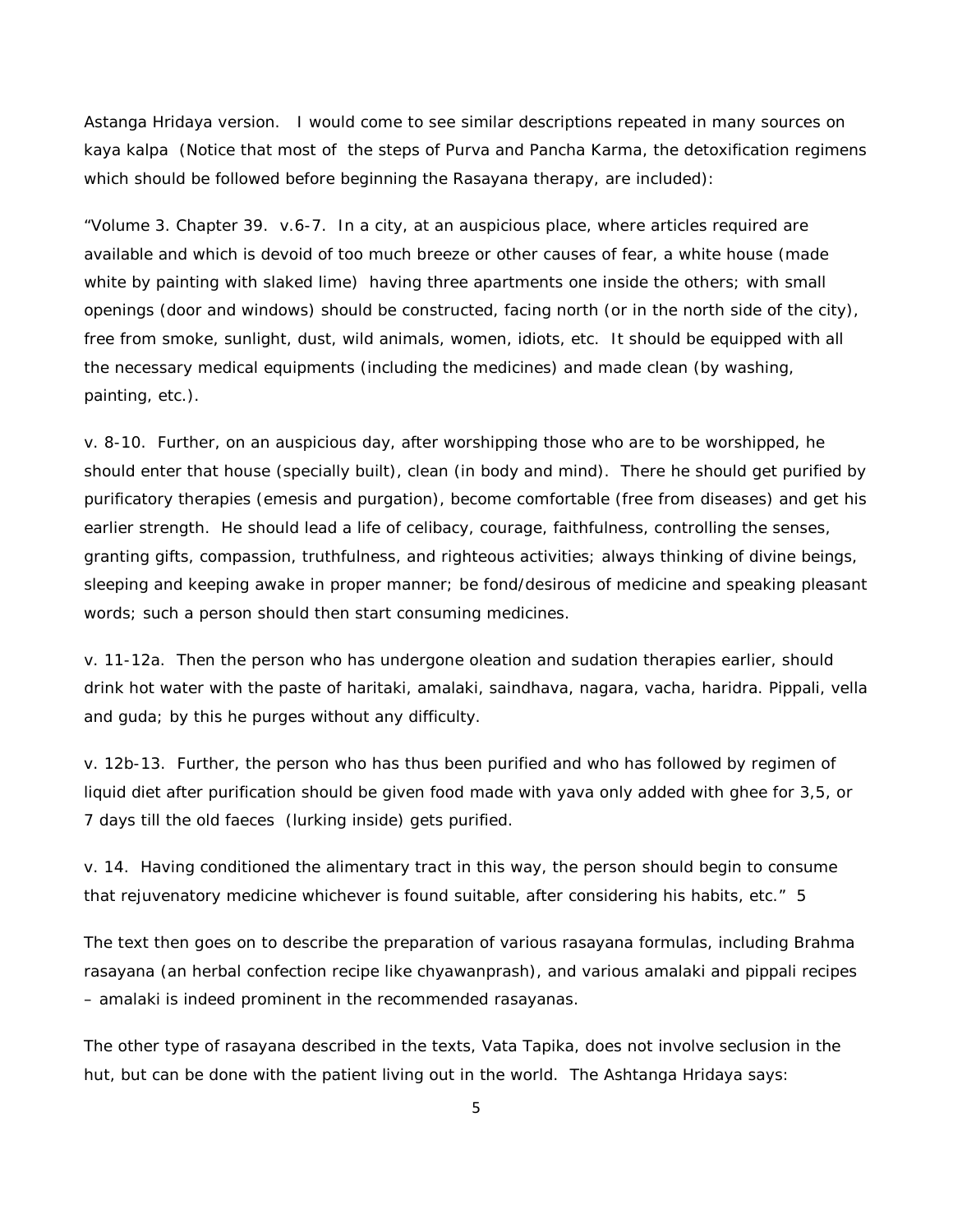Astanga Hridaya version. I would come to see similar descriptions repeated in many sources on kaya kalpa (Notice that most of the steps of Purva and Pancha Karma, the detoxification regimens which should be followed before beginning the Rasayana therapy, are included):

"Volume 3. Chapter 39. v.6-7. In a city, at an auspicious place, where articles required are available and which is devoid of too much breeze or other causes of fear, a white house (made white by painting with slaked lime) having three apartments one inside the others; with small openings (door and windows) should be constructed, facing north (or in the north side of the city), free from smoke, sunlight, dust, wild animals, women, idiots, etc. It should be equipped with all the necessary medical equipments (including the medicines) and made clean (by washing, painting, etc.).

v. 8-10. Further, on an auspicious day, after worshipping those who are to be worshipped, he should enter that house (specially built), clean (in body and mind). There he should get purified by purificatory therapies (emesis and purgation), become comfortable (free from diseases) and get his earlier strength. He should lead a life of celibacy, courage, faithfulness, controlling the senses, granting gifts, compassion, truthfulness, and righteous activities; always thinking of divine beings, sleeping and keeping awake in proper manner; be fond/desirous of medicine and speaking pleasant words; such a person should then start consuming medicines.

v. 11-12a. Then the person who has undergone oleation and sudation therapies earlier, should drink hot water with the paste of haritaki, amalaki, saindhava, nagara, vacha, haridra. Pippali, vella and guda; by this he purges without any difficulty.

v. 12b-13. Further, the person who has thus been purified and who has followed by regimen of liquid diet after purification should be given food made with yava only added with ghee for 3,5, or 7 days till the old faeces (lurking inside) gets purified.

v. 14. Having conditioned the alimentary tract in this way, the person should begin to consume that rejuvenatory medicine whichever is found suitable, after considering his habits, etc." 5

The text then goes on to describe the preparation of various rasayana formulas, including Brahma rasayana (an herbal confection recipe like chyawanprash), and various amalaki and pippali recipes – amalaki is indeed prominent in the recommended rasayanas.

The other type of rasayana described in the texts, Vata Tapika, does not involve seclusion in the hut, but can be done with the patient living out in the world. The Ashtanga Hridaya says: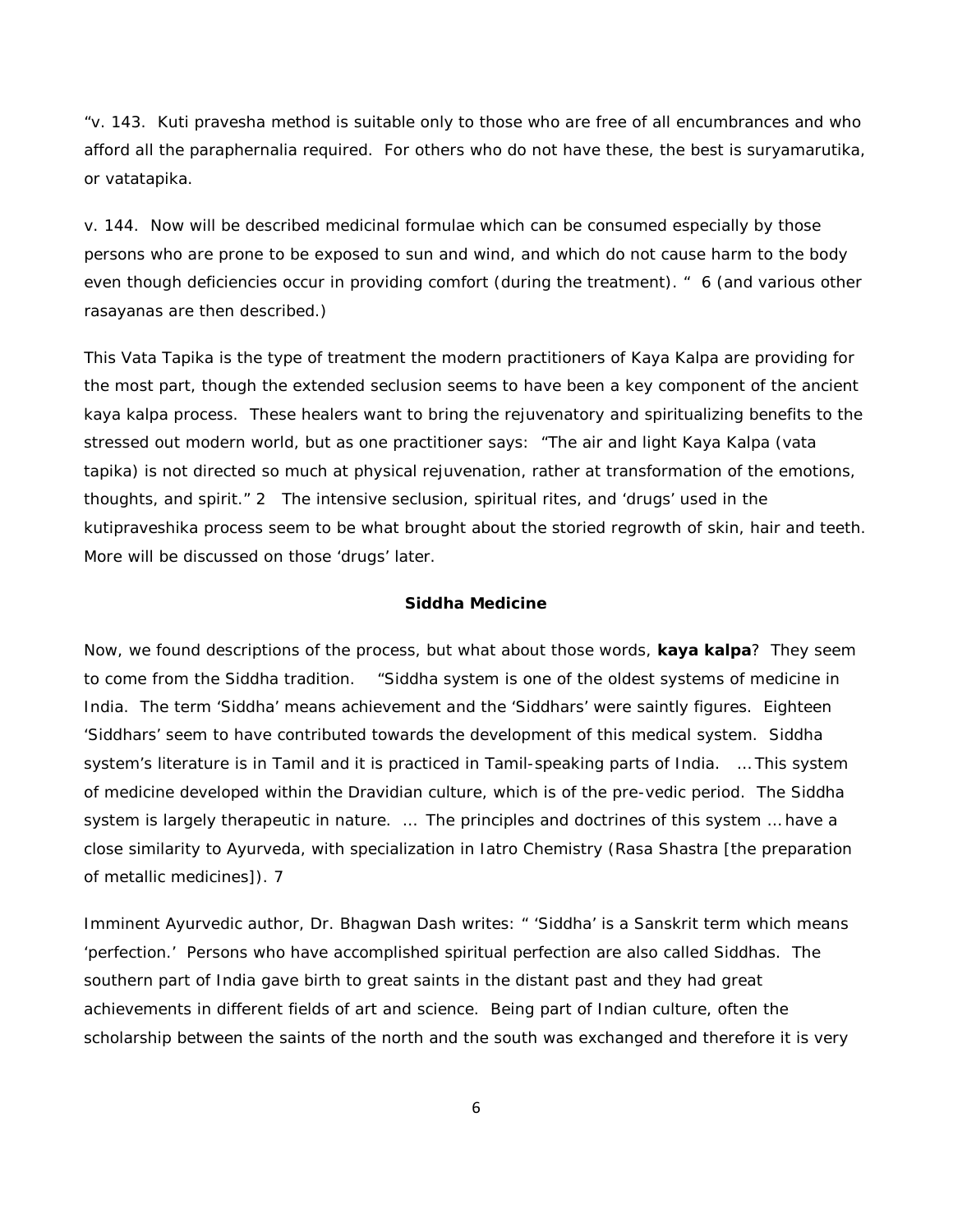"v. 143. Kuti pravesha method is suitable only to those who are free of all encumbrances and who afford all the paraphernalia required. For others who do not have these, the best is suryamarutika, or vatatapika.

v. 144. Now will be described medicinal formulae which can be consumed especially by those persons who are prone to be exposed to sun and wind, and which do not cause harm to the body even though deficiencies occur in providing comfort (during the treatment). " 6 (and various other rasayanas are then described.)

This Vata Tapika is the type of treatment the modern practitioners of Kaya Kalpa are providing for the most part, though the extended seclusion seems to have been a key component of the ancient kaya kalpa process. These healers want to bring the rejuvenatory and spiritualizing benefits to the stressed out modern world, but as one practitioner says: "The air and light Kaya Kalpa (vata tapika) is not directed so much at physical rejuvenation, rather at transformation of the emotions, thoughts, and spirit." 2 The intensive seclusion, spiritual rites, and 'drugs' used in the kutipraveshika process seem to be what brought about the storied regrowth of skin, hair and teeth. More will be discussed on those 'drugs' later.

### Siddha Medicine

Now, we found descriptions of the process, but what about those words, **kaya kalpa**? They seem to come from the Siddha tradition. "Siddha system is one of the oldest systems of medicine in India. The term 'Siddha' means achievement and the 'Siddhars' were saintly figures. Eighteen 'Siddhars' seem to have contributed towards the development of this medical system. Siddha system's literature is in Tamil and it is practiced in Tamil-speaking parts of India. … This system of medicine developed within the Dravidian culture, which is of the pre-vedic period. The Siddha system is largely therapeutic in nature. … The principles and doctrines of this system … have a close similarity to Ayurveda, with specialization in Iatro Chemistry (Rasa Shastra [the preparation of metallic medicines]). 7

Imminent Ayurvedic author, Dr. Bhagwan Dash writes: " 'Siddha' is a Sanskrit term which means 'perfection.' Persons who have accomplished spiritual perfection are also called Siddhas. The southern part of India gave birth to great saints in the distant past and they had great achievements in different fields of art and science. Being part of Indian culture, often the scholarship between the saints of the north and the south was exchanged and therefore it is very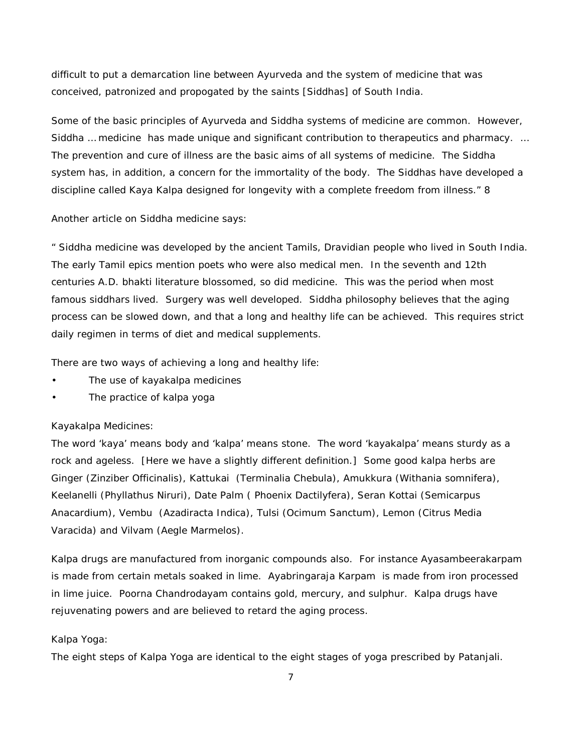difficult to put a demarcation line between Ayurveda and the system of medicine that was conceived, patronized and propogated by the saints [Siddhas] of South India.

Some of the basic principles of Ayurveda and Siddha systems of medicine are common. However, Siddha … medicine has made unique and significant contribution to therapeutics and pharmacy. … The prevention and cure of illness are the basic aims of all systems of medicine. The Siddha system has, in addition, a concern for the immortality of the body. The Siddhas have developed a discipline called Kaya Kalpa designed for longevity with a complete freedom from illness." 8

Another article on Siddha medicine says:

" Siddha medicine was developed by the ancient Tamils, Dravidian people who lived in South India. The early Tamil epics mention poets who were also medical men. In the seventh and 12th centuries A.D. bhakti literature blossomed, so did medicine. This was the period when most famous siddhars lived. Surgery was well developed. Siddha philosophy believes that the aging process can be slowed down, and that a long and healthy life can be achieved. This requires strict daily regimen in terms of diet and medical supplements.

There are two ways of achieving a long and healthy life:

- The use of kayakalpa medicines
- The practice of kalpa yoga

Kayakalpa Medicines:

The word 'kaya' means body and 'kalpa' means stone. The word 'kayakalpa' means sturdy as a rock and ageless. [Here we have a slightly different definition.] Some good kalpa herbs are Ginger (Zinziber Officinalis), Kattukai (Terminalia Chebula), Amukkura (Withania somnifera), Keelanelli (Phyllathus Niruri), Date Palm ( Phoenix Dactilyfera), Seran Kottai (Semicarpus Anacardium), Vembu (Azadiracta Indica), Tulsi (Ocimum Sanctum), Lemon (Citrus Media Varacida) and Vilvam (Aegle Marmelos).

Kalpa drugs are manufactured from inorganic compounds also. For instance Ayasambeerakarpam is made from certain metals soaked in lime. Ayabringaraja Karpam is made from iron processed in lime juice. Poorna Chandrodayam contains gold, mercury, and sulphur. Kalpa drugs have rejuvenating powers and are believed to retard the aging process.

Kalpa Yoga:

The eight steps of Kalpa Yoga are identical to the eight stages of yoga prescribed by Patanjali.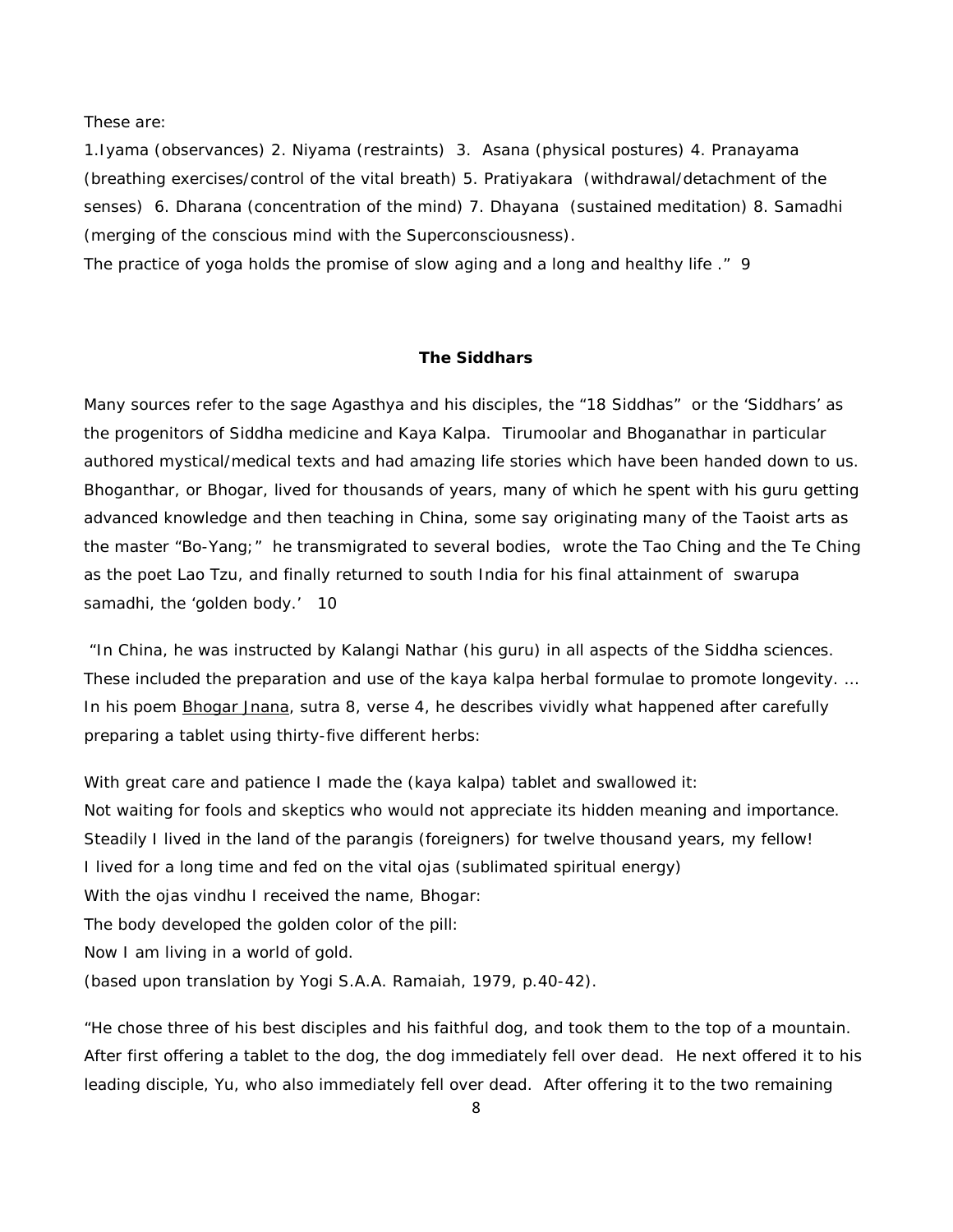These are:

1.Iyama (observances) 2. Niyama (restraints) 3. Asana (physical postures) 4. Pranayama (breathing exercises/control of the vital breath) 5. Pratiyakara (withdrawal/detachment of the senses) 6. Dharana (concentration of the mind) 7. Dhayana (sustained meditation) 8. Samadhi (merging of the conscious mind with the Superconsciousness).

The practice of yoga holds the promise of slow aging and a long and healthy life ." 9

**The Siddhars**

Many sources refer to the sage Agasthya and his disciples, the "18 Siddhas" or the 'Siddhars' as the progenitors of Siddha medicine and Kaya Kalpa. Tirumoolar and Bhoganathar in particular authored mystical/medical texts and had amazing life stories which have been handed down to us. Bhoganthar, or Bhogar, lived for thousands of years, many of which he spent with his guru getting advanced knowledge and then teaching in China, some say originating many of the Taoist arts as the master "Bo-Yang;" he transmigrated to several bodies, wrote the Tao Ching and the Te Ching as the poet Lao Tzu, and finally returned to south India for his final attainment of swarupa samadhi, the 'golden body.' 10

"In China, he was instructed by Kalangi Nathar (his guru) in all aspects of the Siddha sciences. These included the preparation and use of the kaya kalpa herbal formulae to promote longevity. ... In his poem Bhogar Jnana, sutra 8, verse 4, he describes vividly what happened after carefully preparing a tablet using thirty-five different herbs:

With great care and patience I made the (kaya kalpa) tablet and swallowed it:
Not waiting for fools and skeptics who would not appreciate its hidden meaning and importance.
Steadily I lived in the land of the parangis (foreigners) for twelve thousand years, my fellow!
I lived for a long time and fed on the vital ojas (sublimated spiritual energy)
With the ojas vindhu I received the name, Bhogar:
The body developed the golden color of the pill:
Now I am living in a world of gold.
(based upon translation by Yogi S.A.A. Ramaiah, 1979, p.40-42).

"He chose three of his best disciples and his faithful dog, and took them to the top of a mountain. After first offering a tablet to the dog, the dog immediately fell over dead. He next offered it to his leading disciple, Yu, who also immediately fell over dead. After offering it to the two remaining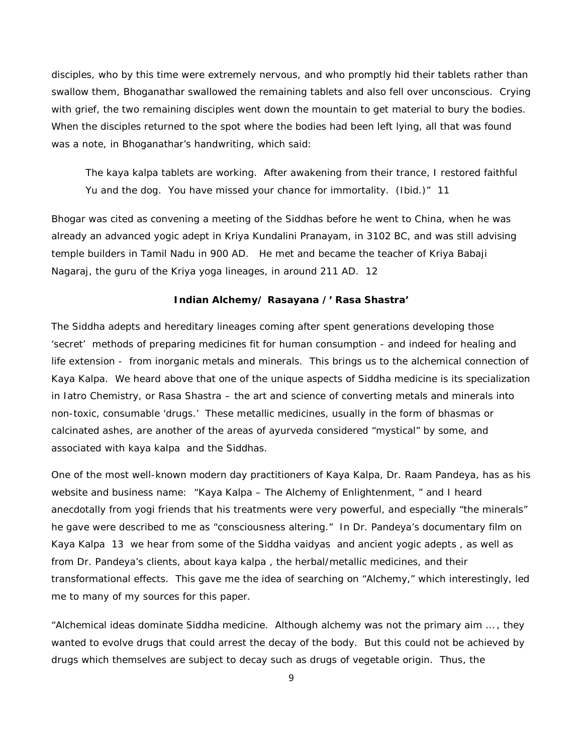disciples, who by this time were extremely nervous, and who promptly hid their tablets rather than swallow them, Bhoganathar swallowed the remaining tablets and also fell over unconscious. Crying with grief, the two remaining disciples went down the mountain to get material to bury the bodies. When the disciples returned to the spot where the bodies had been left lying, all that was found was a note, in Bhoganathar's handwriting, which said:

> The kaya kalpa tablets are working. After awakening from their trance, I restored faithful Yu and the dog. You have missed your chance for immortality. (Ibid.)" 11

Bhogar was cited as convening a meeting of the Siddhas before he went to China, when he was already an advanced yogic adept in Kriya Kundalini Pranayam, in 3102 BC, and was still advising temple builders in Tamil Nadu in 900 AD. He met and became the teacher of Kriya Babaji Nagaraj, the guru of the Kriya yoga lineages, in around 211 AD. 12

### Indian Alchemy/ Rasayana / ' Rasa Shastra'

The Siddha adepts and hereditary lineages coming after spent generations developing those 'secret' methods of preparing medicines fit for human consumption - and indeed for healing and life extension - from inorganic metals and minerals. This brings us to the alchemical connection of Kaya Kalpa. We heard above that one of the unique aspects of Siddha medicine is its specialization in Iatro Chemistry, or Rasa Shastra – the art and science of converting metals and minerals into non-toxic, consumable 'drugs.' These metallic medicines, usually in the form of bhasmas or calcinated ashes, are another of the areas of ayurveda considered "mystical" by some, and associated with kaya kalpa and the Siddhas.

One of the most well-known modern day practitioners of Kaya Kalpa, Dr. Raam Pandeya, has as his website and business name: "Kaya Kalpa – The Alchemy of Enlightenment, " and I heard anecdotally from yogi friends that his treatments were very powerful, and especially "the minerals" he gave were described to me as "consciousness altering." In Dr. Pandeya's documentary film on Kaya Kalpa 13 we hear from some of the Siddha vaidyas and ancient yogic adepts , as well as from Dr. Pandeya's clients, about kaya kalpa , the herbal/metallic medicines, and their transformational effects. This gave me the idea of searching on "Alchemy," which interestingly, led me to many of my sources for this paper.

"Alchemical ideas dominate Siddha medicine. Although alchemy was not the primary aim ..., they wanted to evolve drugs that could arrest the decay of the body. But this could not be achieved by drugs which themselves are subject to decay such as drugs of vegetable origin. Thus, the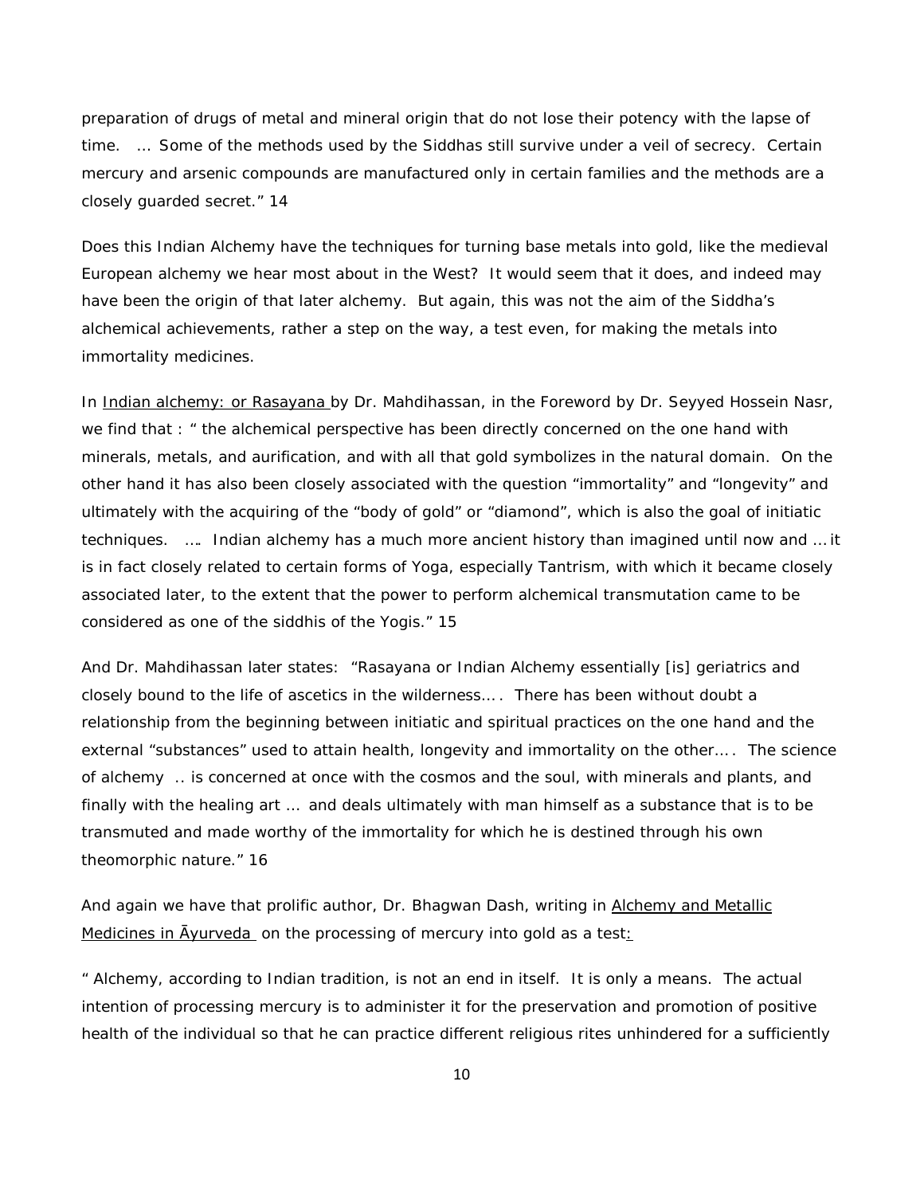preparation of drugs of metal and mineral origin that do not lose their potency with the lapse of time. … Some of the methods used by the Siddhas still survive under a veil of secrecy. Certain mercury and arsenic compounds are manufactured only in certain families and the methods are a closely guarded secret." 14

Does this Indian Alchemy have the techniques for turning base metals into gold, like the medieval European alchemy we hear most about in the West? It would seem that it does, and indeed may have been the origin of that later alchemy. But again, this was not the aim of the Siddha's alchemical achievements, rather a step on the way, a test even, for making the metals into immortality medicines.

In Indian alchemy: or Rasayana by Dr. Mahdihassan, in the Foreword by Dr. Seyyed Hossein Nasr, we find that : " the alchemical perspective has been directly concerned on the one hand with minerals, metals, and aurification, and with all that gold symbolizes in the natural domain. On the other hand it has also been closely associated with the question "immortality" and "longevity" and ultimately with the acquiring of the "body of gold" or "diamond", which is also the goal of initiatic techniques. …. Indian alchemy has a much more ancient history than imagined until now and … it is in fact closely related to certain forms of Yoga, especially Tantrism, with which it became closely associated later, to the extent that the power to perform alchemical transmutation came to be considered as one of the siddhis of the Yogis." 15

And Dr. Mahdihassan later states: "Rasayana or Indian Alchemy essentially [is] geriatrics and closely bound to the life of ascetics in the wilderness…. There has been without doubt a relationship from the beginning between initiatic and spiritual practices on the one hand and the external "substances" used to attain health, longevity and immortality on the other…. The science of alchemy .. is concerned at once with the cosmos and the soul, with minerals and plants, and finally with the healing art … and deals ultimately with man himself as a substance that is to be transmuted and made worthy of the immortality for which he is destined through his own theomorphic nature." 16

And again we have that prolific author, Dr. Bhagwan Dash, writing in Alchemy and Metallic Medicines in Āyurveda on the processing of mercury into gold as a test:

" Alchemy, according to Indian tradition, is not an end in itself. It is only a means. The actual intention of processing mercury is to administer it for the preservation and promotion of positive health of the individual so that he can practice different religious rites unhindered for a sufficiently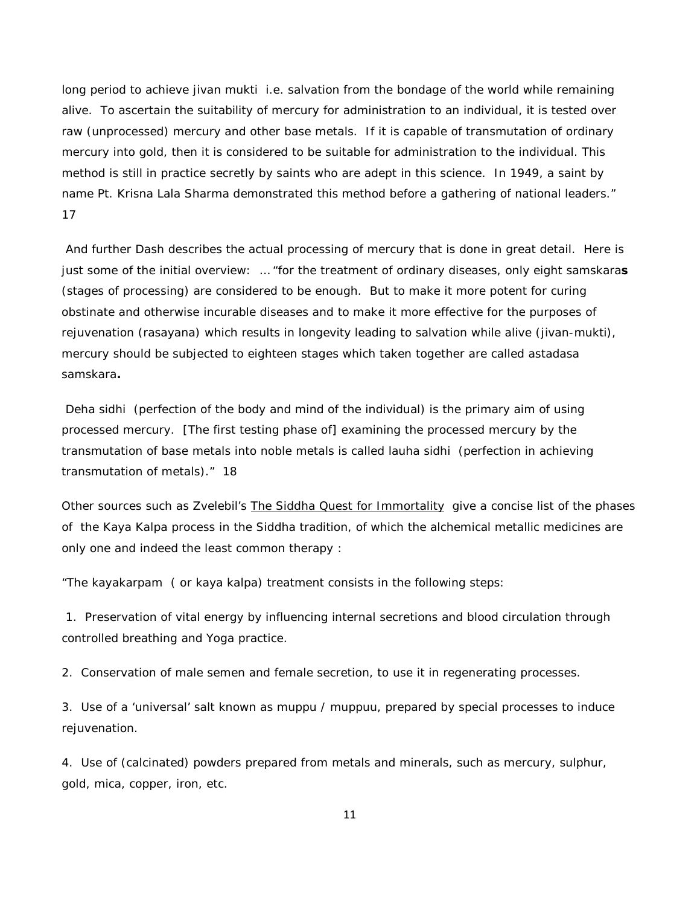long period to achieve jivan mukti i.e. salvation from the bondage of the world while remaining alive. To ascertain the suitability of mercury for administration to an individual, it is tested over raw (unprocessed) mercury and other base metals. If it is capable of transmutation of ordinary mercury into gold, then it is considered to be suitable for administration to the individual. This method is still in practice secretly by saints who are adept in this science. In 1949, a saint by name Pt. Krisna Lala Sharma demonstrated this method before a gathering of national leaders." 17

And further Dash describes the actual processing of mercury that is done in great detail. Here is just some of the initial overview: … "for the treatment of ordinary diseases, only eight samskara**s** (stages of processing) are considered to be enough. But to make it more potent for curing obstinate and otherwise incurable diseases and to make it more effective for the purposes of rejuvenation (rasayana) which results in longevity leading to salvation while alive (jivan-mukti), mercury should be subjected to eighteen stages which taken together are called astadasa samskara**.**

Deha sidhi (perfection of the body and mind of the individual) is the primary aim of using processed mercury. [The first testing phase of] examining the processed mercury by the transmutation of base metals into noble metals is called lauha sidhi (perfection in achieving transmutation of metals)." 18

Other sources such as Zvelebil's The Siddha Quest for Immortality give a concise list of the phases of the Kaya Kalpa process in the Siddha tradition, of which the alchemical metallic medicines are only one and indeed the least common therapy :

"The kayakarpam ( or kaya kalpa) treatment consists in the following steps:

1. Preservation of vital energy by influencing internal secretions and blood circulation through controlled breathing and Yoga practice.

2. Conservation of male semen and female secretion, to use it in regenerating processes.

3. Use of a 'universal' salt known as muppu / muppuu, prepared by special processes to induce rejuvenation.

4. Use of (calcinated) powders prepared from metals and minerals, such as mercury, sulphur, gold, mica, copper, iron, etc.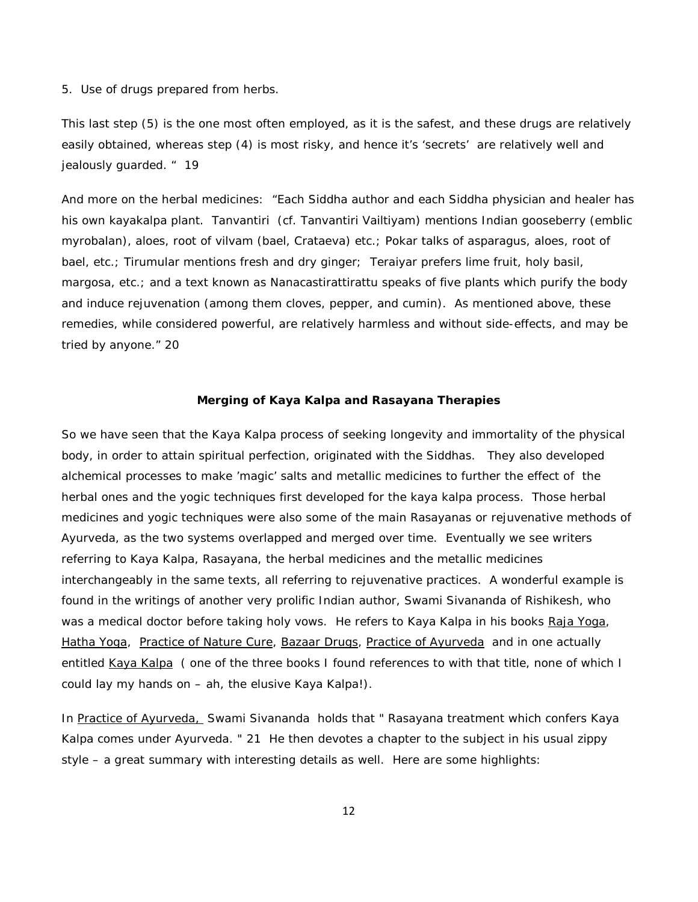5. Use of drugs prepared from herbs.

This last step (5) is the one most often employed, as it is the safest, and these drugs are relatively easily obtained, whereas step (4) is most risky, and hence it's 'secrets' are relatively well and jealously guarded. " 19

And more on the herbal medicines: "Each Siddha author and each Siddha physician and healer has his own kayakalpa plant. Tanvantiri (cf. Tanvantiri Vailtiyam) mentions Indian gooseberry (emblic myrobalan), aloes, root of vilvam (bael, Crataeva) etc.; Pokar talks of asparagus, aloes, root of bael, etc.; Tirumular mentions fresh and dry ginger; Teraiyar prefers lime fruit, holy basil, margosa, etc.; and a text known as Nanacastirattirattu speaks of five plants which purify the body and induce rejuvenation (among them cloves, pepper, and cumin). As mentioned above, these remedies, while considered powerful, are relatively harmless and without side-effects, and may be tried by anyone." 20

**Merging of Kaya Kalpa and Rasayana Therapies**

So we have seen that the Kaya Kalpa process of seeking longevity and immortality of the physical body, in order to attain spiritual perfection, originated with the Siddhas. They also developed alchemical processes to make 'magic' salts and metallic medicines to further the effect of the herbal ones and the yogic techniques first developed for the kaya kalpa process. Those herbal medicines and yogic techniques were also some of the main Rasayanas or rejuvenative methods of Ayurveda, as the two systems overlapped and merged over time. Eventually we see writers referring to Kaya Kalpa, Rasayana, the herbal medicines and the metallic medicines interchangeably in the same texts, all referring to rejuvenative practices. A wonderful example is found in the writings of another very prolific Indian author, Swami Sivananda of Rishikesh, who was a medical doctor before taking holy vows. He refers to Kaya Kalpa in his books <u>Raja Yoga</u>, <u>Hatha Yoga</u>, <u>Practice of Nature Cure</u>, <u>Bazaar Drugs</u>, <u>Practice of Ayurveda</u> and in one actually entitled <u>Kaya Kalpa</u> ( one of the three books I found references to with that title, none of which I could lay my hands on – ah, the elusive Kaya Kalpa!).

In <u>Practice of Ayurveda,</u> Swami Sivananda holds that " Rasayana treatment which confers Kaya Kalpa comes under Ayurveda. " 21 He then devotes a chapter to the subject in his usual zippy style – a great summary with interesting details as well. Here are some highlights: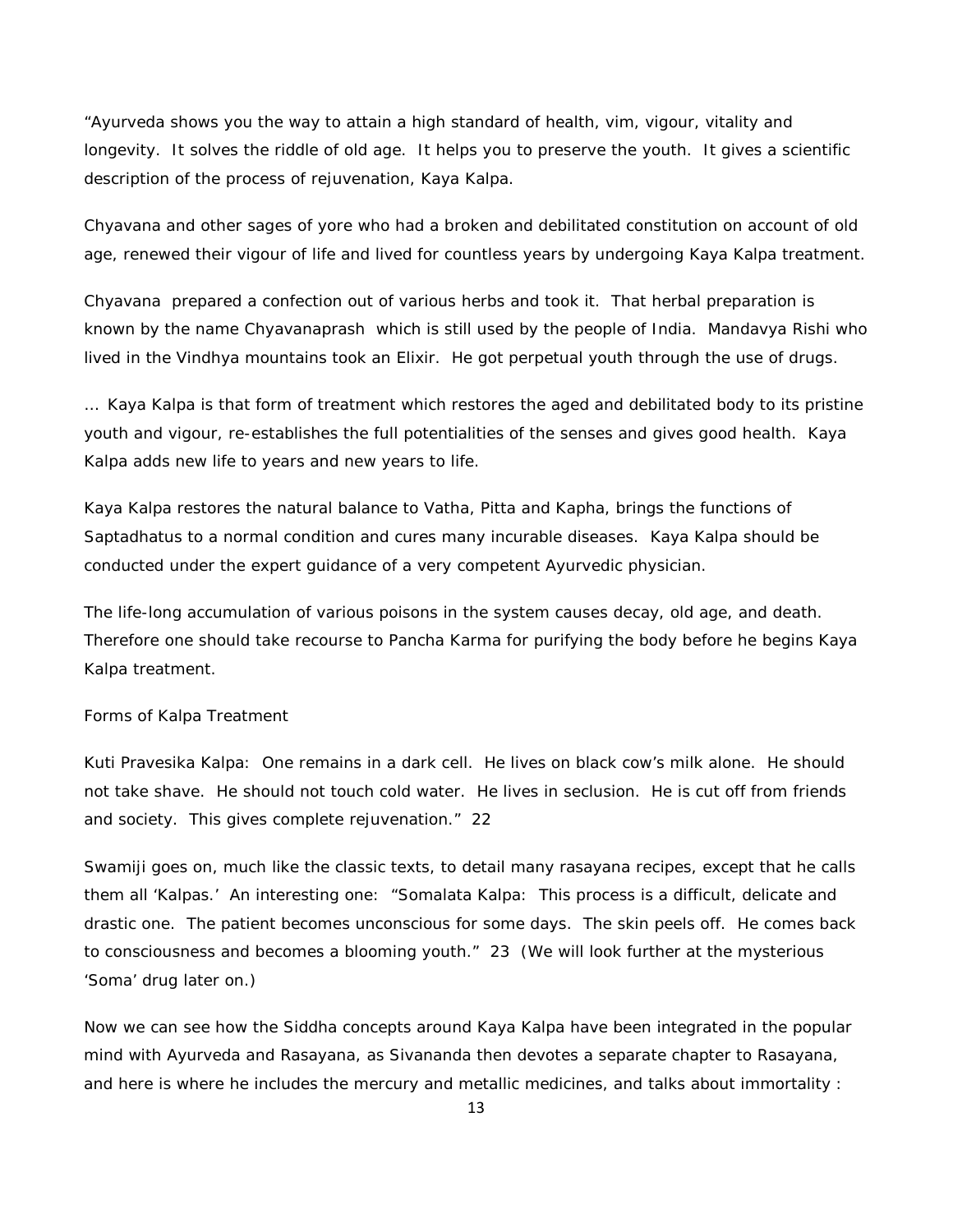"Ayurveda shows you the way to attain a high standard of health, vim, vigour, vitality and longevity. It solves the riddle of old age. It helps you to preserve the youth. It gives a scientific description of the process of rejuvenation, Kaya Kalpa.

Chyavana and other sages of yore who had a broken and debilitated constitution on account of old age, renewed their vigour of life and lived for countless years by undergoing Kaya Kalpa treatment.

Chyavana prepared a confection out of various herbs and took it. That herbal preparation is known by the name Chyavanaprash which is still used by the people of India. Mandavya Rishi who lived in the Vindhya mountains took an Elixir. He got perpetual youth through the use of drugs.

… Kaya Kalpa is that form of treatment which restores the aged and debilitated body to its pristine youth and vigour, re-establishes the full potentialities of the senses and gives good health. Kaya Kalpa adds new life to years and new years to life.

Kaya Kalpa restores the natural balance to Vatha, Pitta and Kapha, brings the functions of Saptadhatus to a normal condition and cures many incurable diseases. Kaya Kalpa should be conducted under the expert guidance of a very competent Ayurvedic physician.

The life-long accumulation of various poisons in the system causes decay, old age, and death. Therefore one should take recourse to Pancha Karma for purifying the body before he begins Kaya Kalpa treatment.

Forms of Kalpa Treatment

Kuti Pravesika Kalpa: One remains in a dark cell. He lives on black cow's milk alone. He should not take shave. He should not touch cold water. He lives in seclusion. He is cut off from friends and society. This gives complete rejuvenation." 22

Swamiji goes on, much like the classic texts, to detail many rasayana recipes, except that he calls them all 'Kalpas.' An interesting one: "Somalata Kalpa: This process is a difficult, delicate and drastic one. The patient becomes unconscious for some days. The skin peels off. He comes back to consciousness and becomes a blooming youth." 23 (We will look further at the mysterious 'Soma' drug later on.)

Now we can see how the Siddha concepts around Kaya Kalpa have been integrated in the popular mind with Ayurveda and Rasayana, as Sivananda then devotes a separate chapter to Rasayana, and here is where he includes the mercury and metallic medicines, and talks about immortality :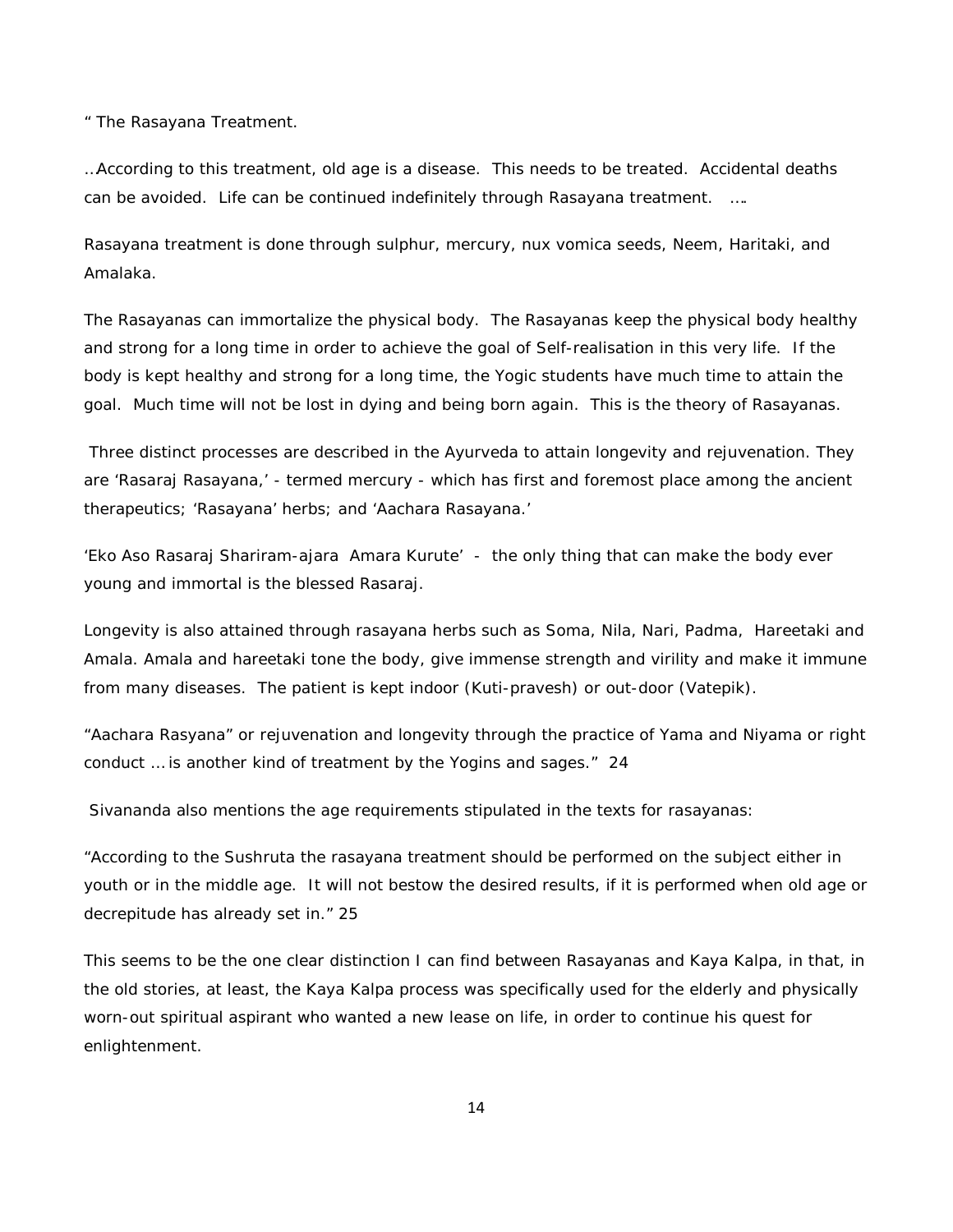" The Rasayana Treatment.

…According to this treatment, old age is a disease. This needs to be treated. Accidental deaths can be avoided. Life can be continued indefinitely through Rasayana treatment. ….

Rasayana treatment is done through sulphur, mercury, nux vomica seeds, Neem, Haritaki, and Amalaka.

The Rasayanas can immortalize the physical body. The Rasayanas keep the physical body healthy and strong for a long time in order to achieve the goal of Self-realisation in this very life. If the body is kept healthy and strong for a long time, the Yogic students have much time to attain the goal. Much time will not be lost in dying and being born again. This is the theory of Rasayanas.

Three distinct processes are described in the Ayurveda to attain longevity and rejuvenation. They are 'Rasaraj Rasayana,' - termed mercury - which has first and foremost place among the ancient therapeutics; 'Rasayana' herbs; and 'Aachara Rasayana.'

'Eko Aso Rasaraj Shariram-ajara Amara Kurute' - the only thing that can make the body ever young and immortal is the blessed Rasaraj.

Longevity is also attained through rasayana herbs such as Soma, Nila, Nari, Padma, Hareetaki and Amala. Amala and hareetaki tone the body, give immense strength and virility and make it immune from many diseases. The patient is kept indoor (Kuti-pravesh) or out-door (Vatepik).

"Aachara Rasyana" or rejuvenation and longevity through the practice of Yama and Niyama or right conduct … is another kind of treatment by the Yogins and sages." 24

Sivananda also mentions the age requirements stipulated in the texts for rasayanas:

"According to the Sushruta the rasayana treatment should be performed on the subject either in youth or in the middle age. It will not bestow the desired results, if it is performed when old age or decrepitude has already set in." 25

This seems to be the one clear distinction I can find between Rasayanas and Kaya Kalpa, in that, in the old stories, at least, the Kaya Kalpa process was specifically used for the elderly and physically worn-out spiritual aspirant who wanted a new lease on life, in order to continue his quest for enlightenment.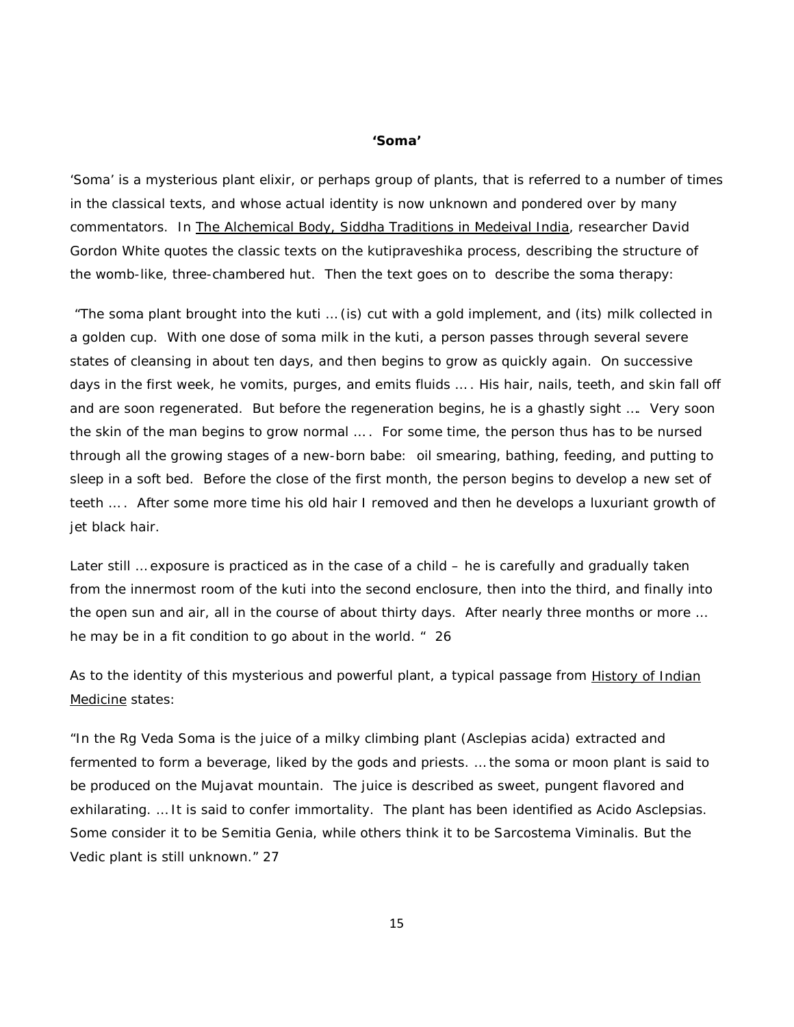**'Soma'**

'Soma' is a mysterious plant elixir, or perhaps group of plants, that is referred to a number of times in the classical texts, and whose actual identity is now unknown and pondered over by many commentators. In The Alchemical Body, Siddha Traditions in Medeival India, researcher David Gordon White quotes the classic texts on the kutipraveshika process, describing the structure of the womb-like, three-chambered hut. Then the text goes on to describe the soma therapy:

"The soma plant brought into the kuti … (is) cut with a gold implement, and (its) milk collected in a golden cup. With one dose of soma milk in the kuti, a person passes through several severe states of cleansing in about ten days, and then begins to grow as quickly again. On successive days in the first week, he vomits, purges, and emits fluids …. His hair, nails, teeth, and skin fall off and are soon regenerated. But before the regeneration begins, he is a ghastly sight …. Very soon the skin of the man begins to grow normal …. For some time, the person thus has to be nursed through all the growing stages of a new-born babe: oil smearing, bathing, feeding, and putting to sleep in a soft bed. Before the close of the first month, the person begins to develop a new set of teeth …. After some more time his old hair I removed and then he develops a luxuriant growth of jet black hair.

Later still … exposure is practiced as in the case of a child – he is carefully and gradually taken from the innermost room of the kuti into the second enclosure, then into the third, and finally into the open sun and air, all in the course of about thirty days. After nearly three months or more … he may be in a fit condition to go about in the world. " 26

As to the identity of this mysterious and powerful plant, a typical passage from History of Indian Medicine states:

"In the Rg Veda Soma is the juice of a milky climbing plant (Asclepias acida) extracted and fermented to form a beverage, liked by the gods and priests. … the soma or moon plant is said to be produced on the Mujavat mountain. The juice is described as sweet, pungent flavored and exhilarating. … It is said to confer immortality. The plant has been identified as Acido Asclepsias. Some consider it to be Semitia Genia, while others think it to be Sarcostema Viminalis. But the Vedic plant is still unknown." 27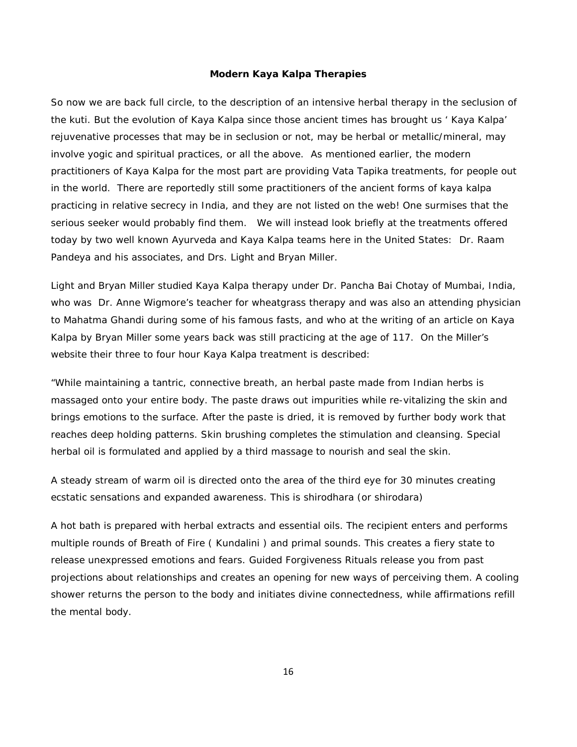**Modern Kaya Kalpa Therapies**

So now we are back full circle, to the description of an intensive herbal therapy in the seclusion of the kuti. But the evolution of Kaya Kalpa since those ancient times has brought us ' Kaya Kalpa' rejuvenative processes that may be in seclusion or not, may be herbal or metallic/mineral, may involve yogic and spiritual practices, or all the above. As mentioned earlier, the modern practitioners of Kaya Kalpa for the most part are providing Vata Tapika treatments, for people out in the world. There are reportedly still some practitioners of the ancient forms of kaya kalpa practicing in relative secrecy in India, and they are not listed on the web! One surmises that the serious seeker would probably find them. We will instead look briefly at the treatments offered today by two well known Ayurveda and Kaya Kalpa teams here in the United States: Dr. Raam Pandeya and his associates, and Drs. Light and Bryan Miller.

Light and Bryan Miller studied Kaya Kalpa therapy under Dr. Pancha Bai Chotay of Mumbai, India, who was Dr. Anne Wigmore's teacher for wheatgrass therapy and was also an attending physician to Mahatma Ghandi during some of his famous fasts, and who at the writing of an article on Kaya Kalpa by Bryan Miller some years back was still practicing at the age of 117. On the Miller's website their three to four hour Kaya Kalpa treatment is described:

"While maintaining a tantric, connective breath, an herbal paste made from Indian herbs is massaged onto your entire body. The paste draws out impurities while re-vitalizing the skin and brings emotions to the surface. After the paste is dried, it is removed by further body work that reaches deep holding patterns. Skin brushing completes the stimulation and cleansing. Special herbal oil is formulated and applied by a third massage to nourish and seal the skin.

A steady stream of warm oil is directed onto the area of the third eye for 30 minutes creating ecstatic sensations and expanded awareness. This is shirodhara (or shirodara)

A hot bath is prepared with herbal extracts and essential oils. The recipient enters and performs multiple rounds of Breath of Fire ( Kundalini ) and primal sounds. This creates a fiery state to release unexpressed emotions and fears. Guided Forgiveness Rituals release you from past projections about relationships and creates an opening for new ways of perceiving them. A cooling shower returns the person to the body and initiates divine connectedness, while affirmations refill the mental body.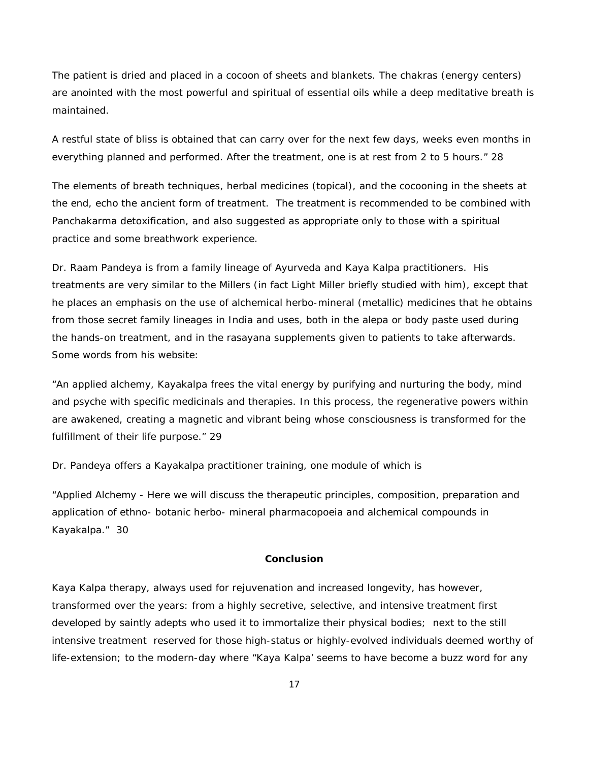The patient is dried and placed in a cocoon of sheets and blankets. The chakras (energy centers) are anointed with the most powerful and spiritual of essential oils while a deep meditative breath is maintained.

A restful state of bliss is obtained that can carry over for the next few days, weeks even months in everything planned and performed. After the treatment, one is at rest from 2 to 5 hours." 28

The elements of breath techniques, herbal medicines (topical), and the cocooning in the sheets at the end, echo the ancient form of treatment. The treatment is recommended to be combined with Panchakarma detoxification, and also suggested as appropriate only to those with a spiritual practice and some breathwork experience.

Dr. Raam Pandeya is from a family lineage of Ayurveda and Kaya Kalpa practitioners. His treatments are very similar to the Millers (in fact Light Miller briefly studied with him), except that he places an emphasis on the use of alchemical herbo-mineral (metallic) medicines that he obtains from those secret family lineages in India and uses, both in the alepa or body paste used during the hands-on treatment, and in the rasayana supplements given to patients to take afterwards. Some words from his website:

"An applied alchemy, Kayakalpa frees the vital energy by purifying and nurturing the body, mind and psyche with specific medicinals and therapies. In this process, the regenerative powers within are awakened, creating a magnetic and vibrant being whose consciousness is transformed for the fulfillment of their life purpose." 29

Dr. Pandeya offers a Kayakalpa practitioner training, one module of which is

"Applied Alchemy - Here we will discuss the therapeutic principles, composition, preparation and application of ethno- botanic herbo- mineral pharmacopoeia and alchemical compounds in Kayakalpa." 30

## Conclusion

Kaya Kalpa therapy, always used for rejuvenation and increased longevity, has however, transformed over the years: from a highly secretive, selective, and intensive treatment first developed by saintly adepts who used it to immortalize their physical bodies; next to the still intensive treatment reserved for those high-status or highly-evolved individuals deemed worthy of life-extension; to the modern-day where "Kaya Kalpa' seems to have become a buzz word for any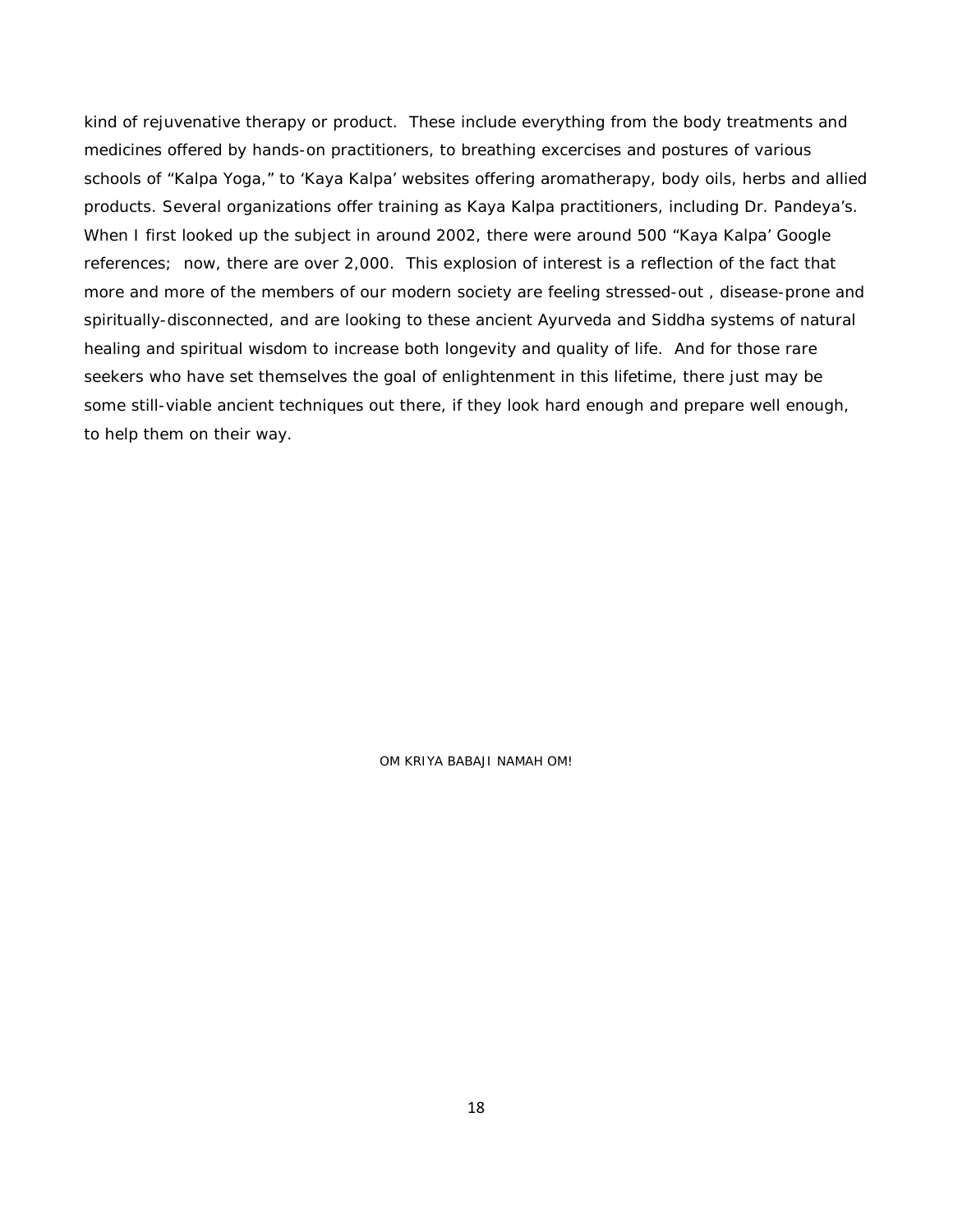kind of rejuvenative therapy or product. These include everything from the body treatments and medicines offered by hands-on practitioners, to breathing excercises and postures of various schools of "Kalpa Yoga," to 'Kaya Kalpa' websites offering aromatherapy, body oils, herbs and allied products. Several organizations offer training as Kaya Kalpa practitioners, including Dr. Pandeya's. When I first looked up the subject in around 2002, there were around 500 "Kaya Kalpa' Google references; now, there are over 2,000. This explosion of interest is a reflection of the fact that more and more of the members of our modern society are feeling stressed-out , disease-prone and spiritually-disconnected, and are looking to these ancient Ayurveda and Siddha systems of natural healing and spiritual wisdom to increase both longevity and quality of life. And for those rare seekers who have set themselves the goal of enlightenment in this lifetime, there just may be some still-viable ancient techniques out there, if they look hard enough and prepare well enough, to help them on their way.

OM KRIYA BABAJI NAMAH OM!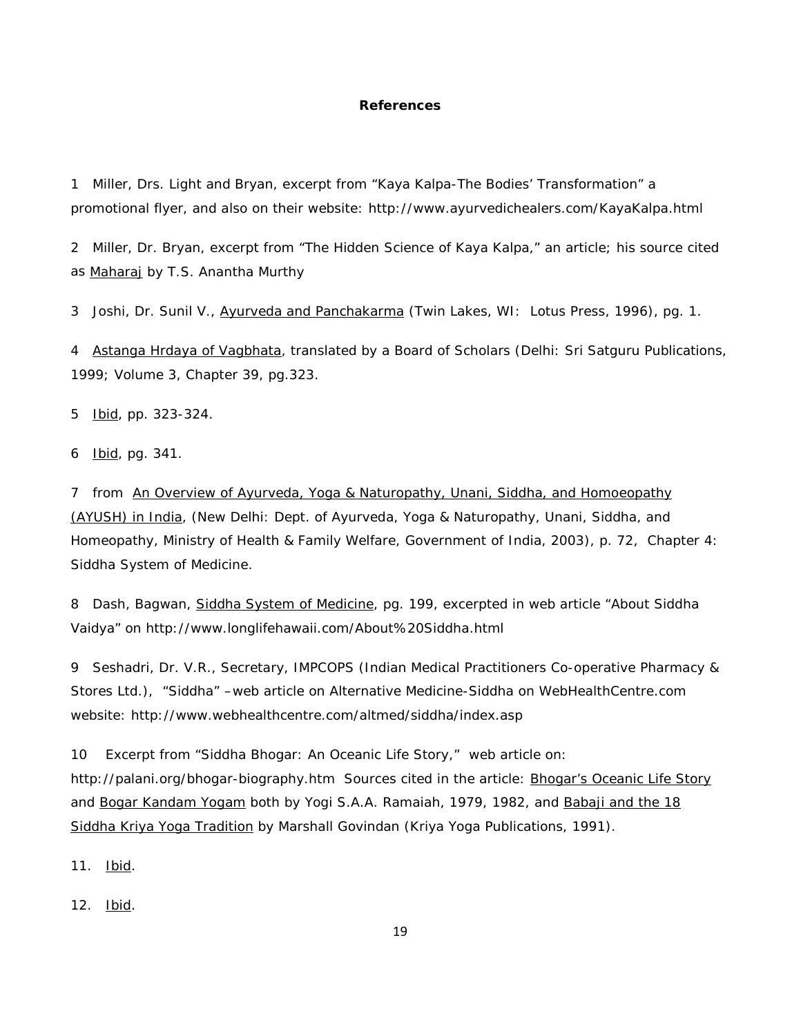## References

1 Miller, Drs. Light and Bryan, excerpt from "Kaya Kalpa-The Bodies' Transformation" a promotional flyer, and also on their website: http://www.ayurvedichealers.com/KayaKalpa.html

2 Miller, Dr. Bryan, excerpt from "The Hidden Science of Kaya Kalpa," an article; his source cited as Maharaj by T.S. Anantha Murthy

3 Joshi, Dr. Sunil V., Ayurveda and Panchakarma (Twin Lakes, WI: Lotus Press, 1996), pg. 1.

4 Astanga Hrdaya of Vagbhata, translated by a Board of Scholars (Delhi: Sri Satguru Publications, 1999; Volume 3, Chapter 39, pg.323.

5 Ibid, pp. 323-324.

6 Ibid, pg. 341.

7 from An Overview of Ayurveda, Yoga & Naturopathy, Unani, Siddha, and Homoeopathy (AYUSH) in India, (New Delhi: Dept. of Ayurveda, Yoga & Naturopathy, Unani, Siddha, and Homeopathy, Ministry of Health & Family Welfare, Government of India, 2003), p. 72, Chapter 4: Siddha System of Medicine.

8 Dash, Bagwan, Siddha System of Medicine, pg. 199, excerpted in web article "About Siddha Vaidya" on http://www.longlifehawaii.com/About%20Siddha.html

9 Seshadri, Dr. V.R., Secretary, IMPCOPS (Indian Medical Practitioners Co-operative Pharmacy & Stores Ltd.), "Siddha" –web article on Alternative Medicine-Siddha on WebHealthCentre.com website: http://www.webhealthcentre.com/altmed/siddha/index.asp

10 Excerpt from "Siddha Bhogar: An Oceanic Life Story," web article on: http://palani.org/bhogar-biography.htm Sources cited in the article: Bhogar's Oceanic Life Story and Bogar Kandam Yogam both by Yogi S.A.A. Ramaiah, 1979, 1982, and Babaji and the 18 Siddha Kriya Yoga Tradition by Marshall Govindan (Kriya Yoga Publications, 1991).

11. Ibid.

12. Ibid.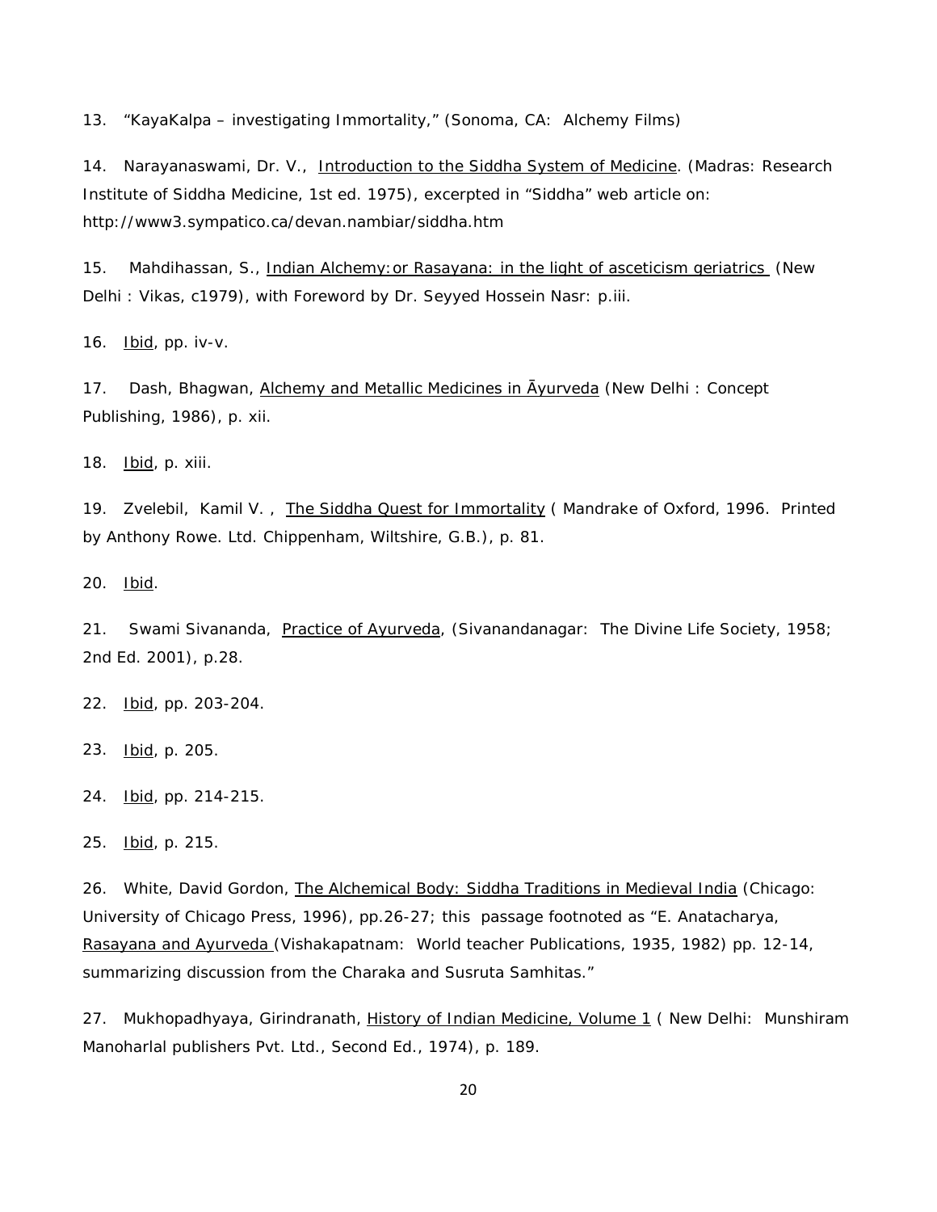13. "KayaKalpa – investigating Immortality," (Sonoma, CA: Alchemy Films)

14. Narayanaswami, Dr. V., Introduction to the Siddha System of Medicine. (Madras: Research Institute of Siddha Medicine, 1st ed. 1975), excerpted in "Siddha" web article on: http://www3.sympatico.ca/devan.nambiar/siddha.htm

15. Mahdihassan, S., Indian Alchemy:or Rasayana: in the light of asceticism geriatrics (New Delhi : Vikas, c1979), with Foreword by Dr. Seyyed Hossein Nasr: p.iii.

16. Ibid, pp. iv-v.

17. Dash, Bhagwan, Alchemy and Metallic Medicines in Āyurveda (New Delhi : Concept Publishing, 1986), p. xii.

18. Ibid, p. xiii.

19. Zvelebil, Kamil V. , The Siddha Quest for Immortality ( Mandrake of Oxford, 1996. Printed by Anthony Rowe. Ltd. Chippenham, Wiltshire, G.B.), p. 81.

20. Ibid.

21. Swami Sivananda, Practice of Ayurveda, (Sivanandanagar: The Divine Life Society, 1958; 2nd Ed. 2001), p.28.

22. Ibid, pp. 203-204.

23. Ibid, p. 205.

24. Ibid, pp. 214-215.

25. Ibid, p. 215.

26. White, David Gordon, The Alchemical Body: Siddha Traditions in Medieval India (Chicago: University of Chicago Press, 1996), pp.26-27; this passage footnoted as "E. Anatacharya, Rasayana and Ayurveda (Vishakapatnam: World teacher Publications, 1935, 1982) pp. 12-14, summarizing discussion from the Charaka and Susruta Samhitas."

27. Mukhopadhyaya, Girindranath, History of Indian Medicine, Volume 1 ( New Delhi: Munshiram Manoharlal publishers Pvt. Ltd., Second Ed., 1974), p. 189.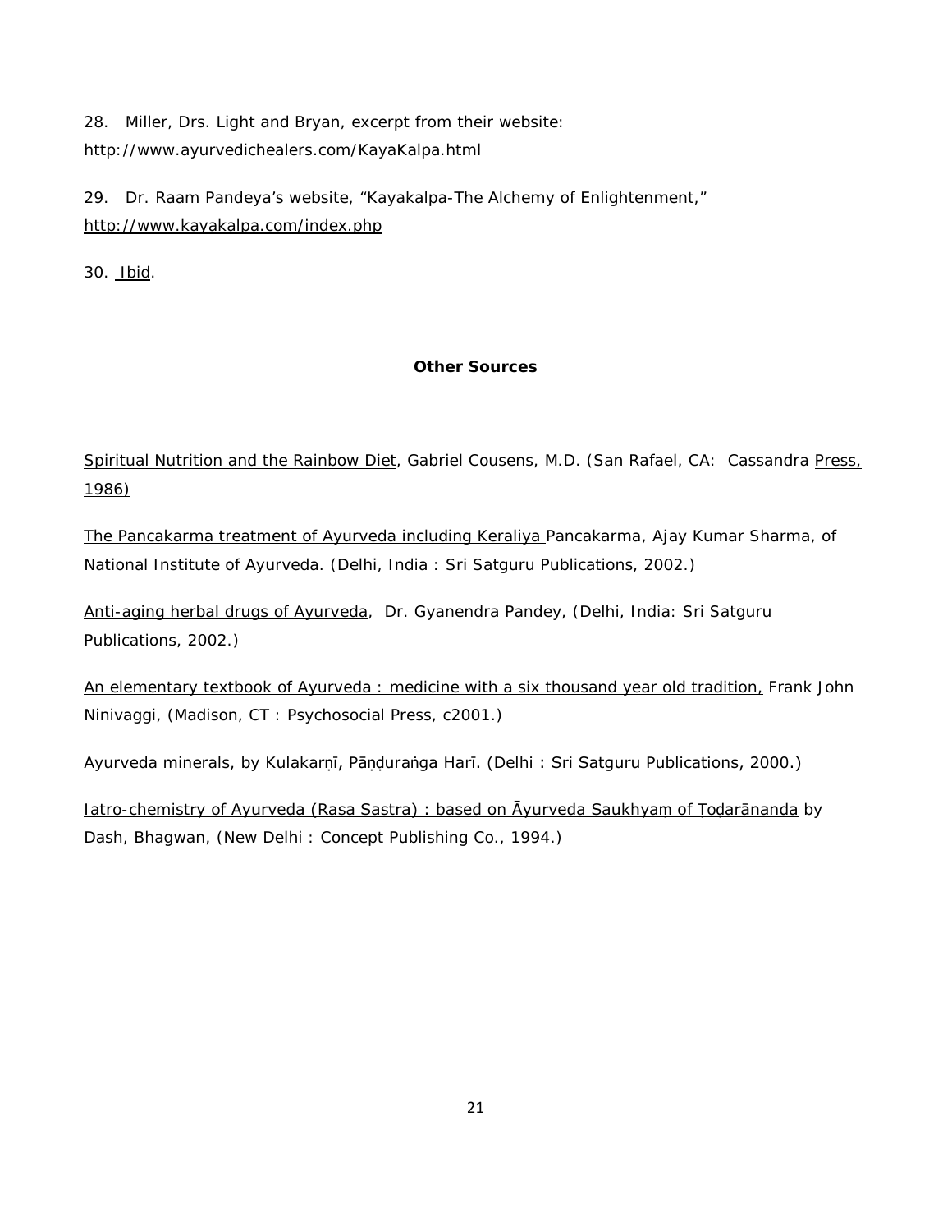28. Miller, Drs. Light and Bryan, excerpt from their website: http://www.ayurvedichealers.com/KayaKalpa.html

29. Dr. Raam Pandeya's website, "Kayakalpa-The Alchemy of Enlightenment," http://www.kayakalpa.com/index.php

30. Ibid.

**Other Sources**

Spiritual Nutrition and the Rainbow Diet, Gabriel Cousens, M.D. (San Rafael, CA: Cassandra Press, 1986)

The Pancakarma treatment of Ayurveda including Keraliya Pancakarma, Ajay Kumar Sharma, of National Institute of Ayurveda. (Delhi, India : Sri Satguru Publications, 2002.)

Anti-aging herbal drugs of Ayurveda, Dr. Gyanendra Pandey, (Delhi, India: Sri Satguru Publications, 2002.)

An elementary textbook of Ayurveda : medicine with a six thousand year old tradition, Frank John Ninivaggi, (Madison, CT : Psychosocial Press, c2001.)

Ayurveda minerals, by Kulakarṇī, Pāṇḍuraṅga Harī. (Delhi : Sri Satguru Publications, 2000.)

Iatro-chemistry of Ayurveda (Rasa Sastra) : based on Āyurveda Saukhyaṃ of Ṭoḍarānanda by Dash, Bhagwan, (New Delhi : Concept Publishing Co., 1994.)